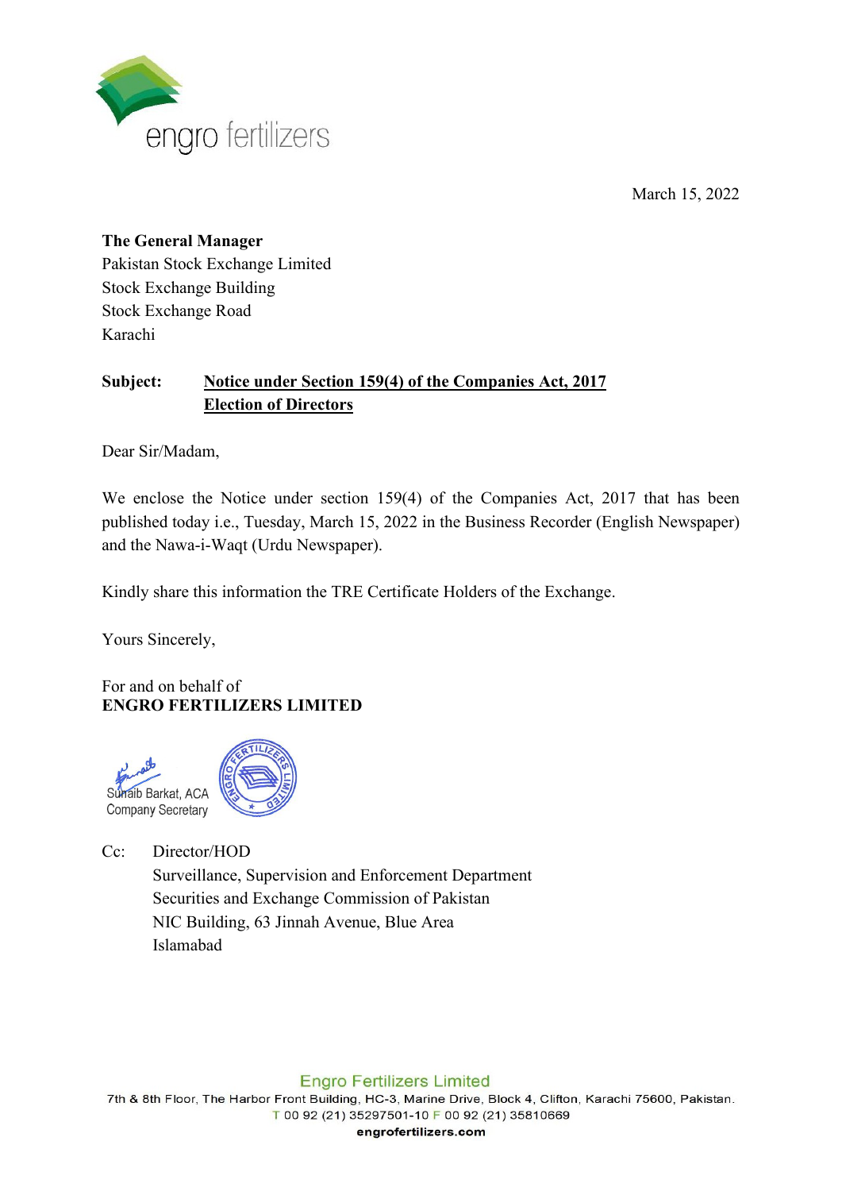engro fertilizers

March 15, 2022

**The General Manager**
Pakistan Stock Exchange Limited
Stock Exchange Building
Stock Exchange Road
Karachi

**Subject:** **Notice under Section 159(4) of the Companies Act, 2017**
**Election of Directors**

Dear Sir/Madam,

We enclose the Notice under section 159(4) of the Companies Act, 2017 that has been published today i.e., Tuesday, March 15, 2022 in the Business Recorder (English Newspaper) and the Nawa-i-Waqt (Urdu Newspaper).

Kindly share this information the TRE Certificate Holders of the Exchange.

Yours Sincerely,

For and on behalf of
**ENGRO FERTILIZERS LIMITED**

Sunaib Barkat, ACA
Company Secretary

Cc: Director/HOD
Surveillance, Supervision and Enforcement Department
Securities and Exchange Commission of Pakistan
NIC Building, 63 Jinnah Avenue, Blue Area
Islamabad

Engro Fertilizers Limited
7th & 8th Floor, The Harbor Front Building, HC-3, Marine Drive, Block 4, Clifton, Karachi 75600, Pakistan.
T 00 92 (21) 35297501-10 F 00 92 (21) 35810669
engrofertilizers.com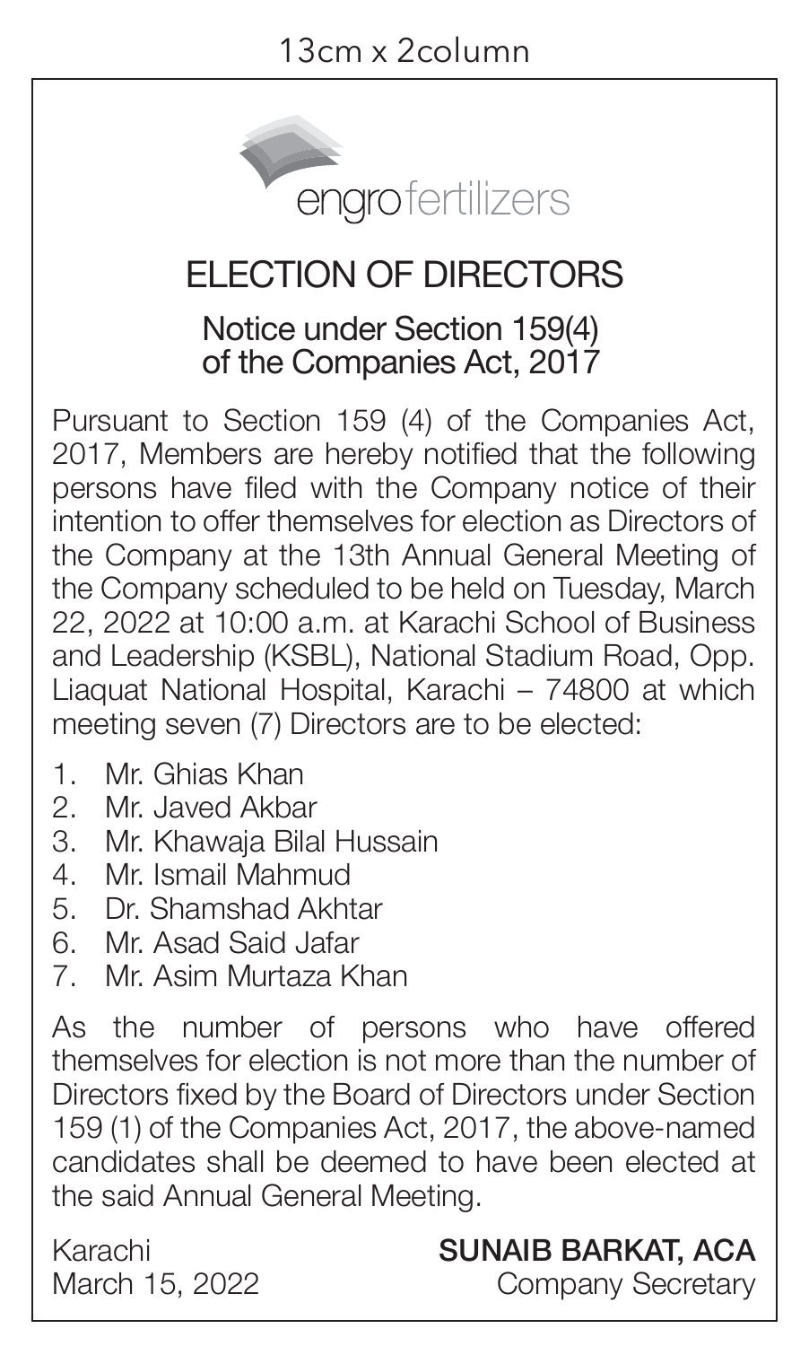13cm x 2column

engro fertilizers

# ELECTION OF DIRECTORS

## Notice under Section 159(4) of the Companies Act, 2017

Pursuant to Section 159 (4) of the Companies Act, 2017, Members are hereby notified that the following persons have filed with the Company notice of their intention to offer themselves for election as Directors of the Company at the 13th Annual General Meeting of the Company scheduled to be held on Tuesday, March 22, 2022 at 10:00 a.m. at Karachi School of Business and Leadership (KSBL), National Stadium Road, Opp. Liaquat National Hospital, Karachi – 74800 at which meeting seven (7) Directors are to be elected:

1. Mr. Ghias Khan
2. Mr. Javed Akbar
3. Mr. Khawaja Bilal Hussain
4. Mr. Ismail Mahmud
5. Dr. Shamshad Akhtar
6. Mr. Asad Said Jafar
7. Mr. Asim Murtaza Khan

As the number of persons who have offered themselves for election is not more than the number of Directors fixed by the Board of Directors under Section 159 (1) of the Companies Act, 2017, the above-named candidates shall be deemed to have been elected at the said Annual General Meeting.

Karachi
March 15, 2022

**SUNAIB BARKAT, ACA**
Company Secretary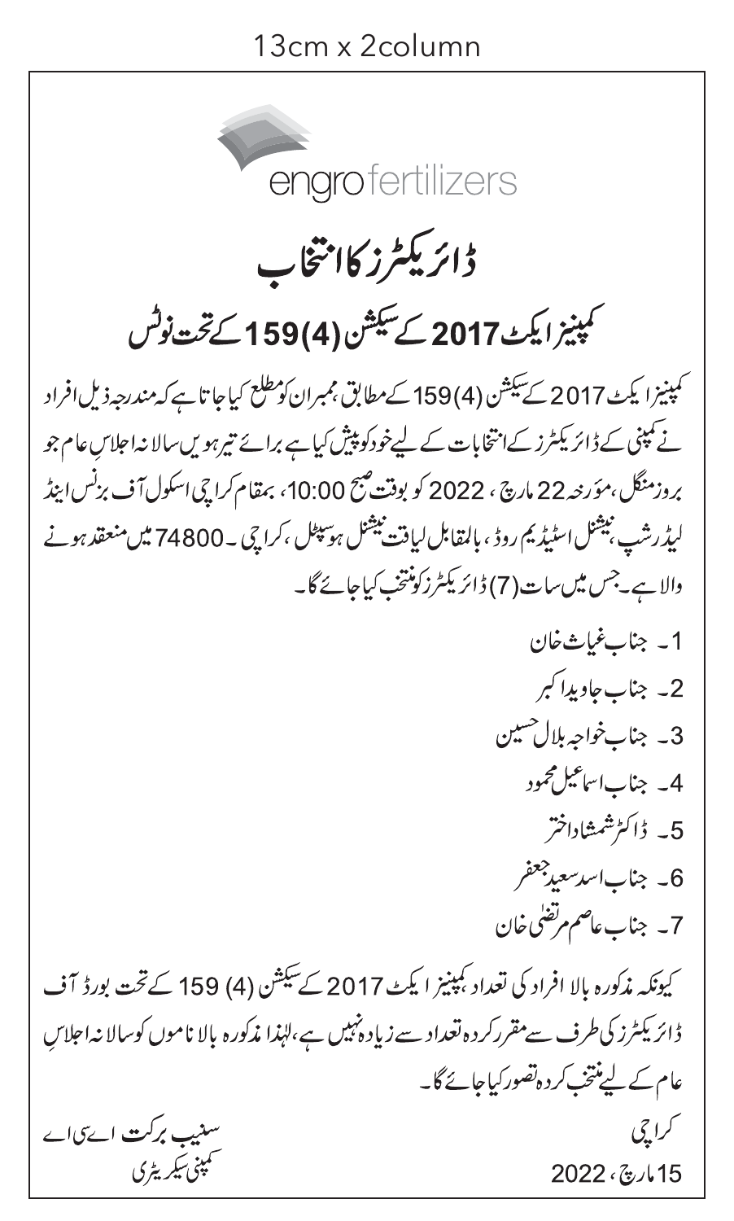13cm x 2column

engro fertilizers

# ڈائریکٹرز کا انتخاب

## کمپنیز ایکٹ 2017 کے سیکشن (4)159 کے تحت نوٹس

کمپنیز ایکٹ 2017 کے سیکشن (4)159 کے مطابق، ممبران کو مطلع کیا جاتا ہے کہ مندرجہ ذیل افراد نے کمپنی کے ڈائریکٹرز کے انتخابات کے لیے خود کو پیش کیا ہے برائے تیرہویں سالانہ اجلاسِ عام جو بروز منگل، مؤرخہ 22 مارچ، 2022 کو بوقت صبح 10:00، بمقام کراچی اسکول آف بزنس اینڈ لیڈرشپ، نیشنل اسٹیڈیم روڈ، بالمقابل لیاقت نیشنل ہوسپٹل، کراچی۔74800 میں منعقد ہونے والا ہے۔جس میں سات (7) ڈائریکٹرز کو منتخب کیا جائے گا۔

1۔ جناب غیاث خان
2۔ جناب جاوید اکبر
3۔ جناب خواجہ بلال حسین
4۔ جناب اسماعیل محمود
5۔ ڈاکٹر شمشاد اختر
6۔ جناب اسد سعید جعفر
7۔ جناب عاصم مرتضٰی خان

کیونکہ مذکورہ بالا افراد کی تعداد کمپنیز ایکٹ 2017 کے سیکشن (4) 159 کے تحت بورڈ آف ڈائریکٹرز کی طرف سے مقرر کردہ تعداد سے زیادہ نہیں ہے، لہٰذا مذکورہ بالا ناموں کو سالانہ اجلاسِ عام کے لیے منتخب کردہ تصور کیا جائے گا۔

کراچی
15 مارچ، 2022

سنیب برکت اے سی اے
کمپنی سیکریٹری